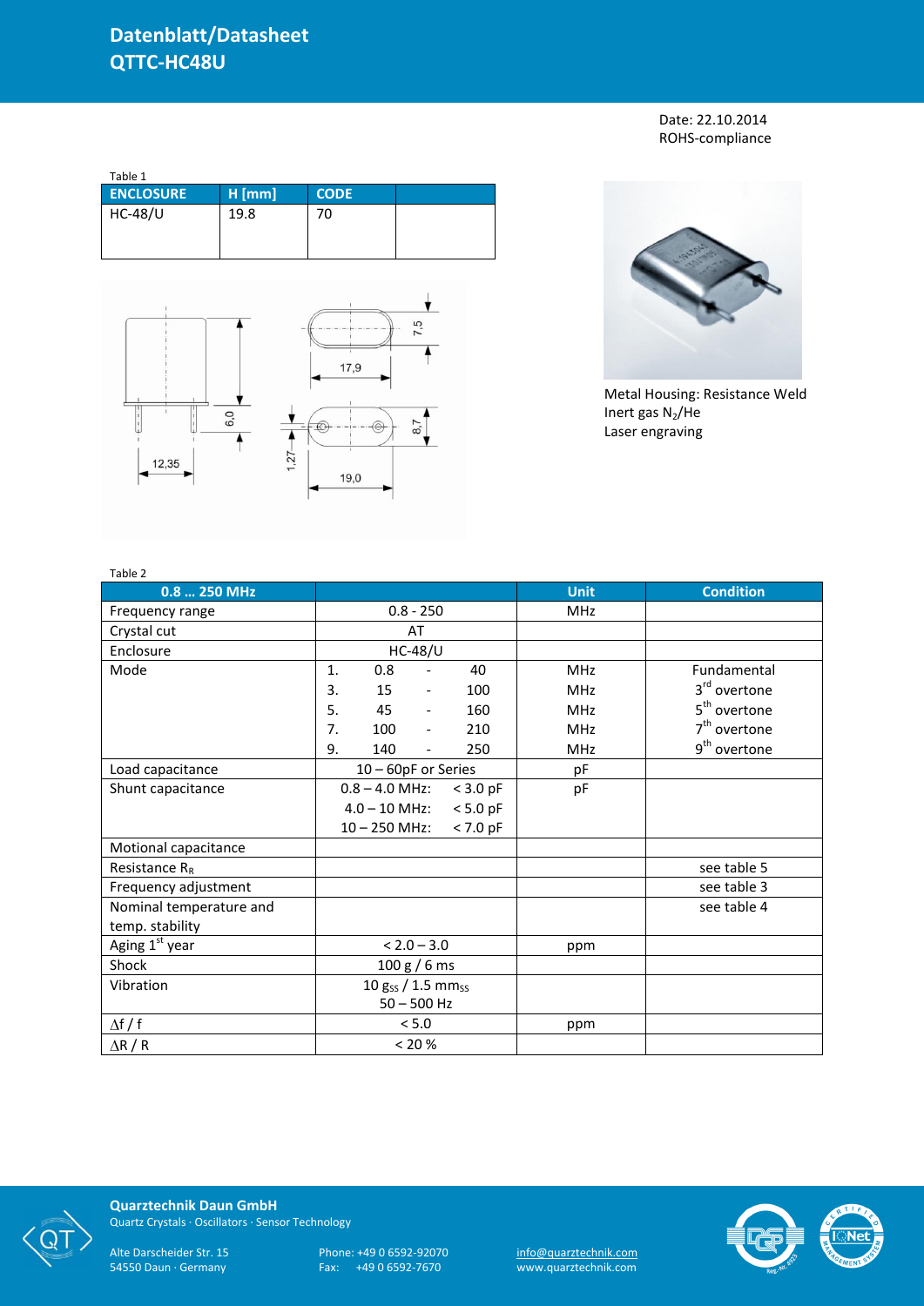# Datenblatt/Datasheet
# QTTC-HC48U

Date: 22.10.2014
ROHS-compliance

Table 1

| ENCLOSURE | H [mm] | CODE | |
|---|---|---|---|
| HC-48/U | 19.8 | 70 | |

Metal Housing: Resistance Weld
Inert gas $N_2$/He
Laser engraving

Table 2

| 0.8 … 250 MHz | | Unit | Condition |
|---|---|---|---|
| Frequency range | 0.8 - 250 | MHz | |
| Crystal cut | AT | | |
| Enclosure | HC-48/U | | |
| Mode | 1. 0.8 - 40 | MHz | Fundamental |
| | 3. 15 - 100 | MHz | 3rd overtone |
| | 5. 45 - 160 | MHz | 5th overtone |
| | 7. 100 - 210 | MHz | 7th overtone |
| | 9. 140 - 250 | MHz | 9th overtone |
| Load capacitance | 10 – 60pF or Series | pF | |
| Shunt capacitance | 0.8 – 4.0 MHz: < 3.0 pF | pF | |
| | 4.0 – 10 MHz: < 5.0 pF | | |
| | 10 – 250 MHz: < 7.0 pF | | |
| Motional capacitance | | | |
| Resistance $R_R$ | | | see table 5 |
| Frequency adjustment | | | see table 3 |
| Nominal temperature and temp. stability | | | see table 4 |
| Aging 1st year | < 2.0 – 3.0 | ppm | |
| Shock | 100 g / 6 ms | | |
| Vibration | 10 $g_{SS}$ / 1.5 $mm_{SS}$ 50 – 500 Hz | | |
| $\Delta f$ / f | < 5.0 | ppm | |
| $\Delta R$ / R | < 20 % | | |

**Quarztechnik Daun GmbH**
Quartz Crystals · Oscillators · Sensor Technology

Alte Darscheider Str. 15
54550 Daun · Germany

Phone: +49 0 6592-92070
Fax: +49 0 6592-7670

info@quarztechnik.com
www.quarztechnik.com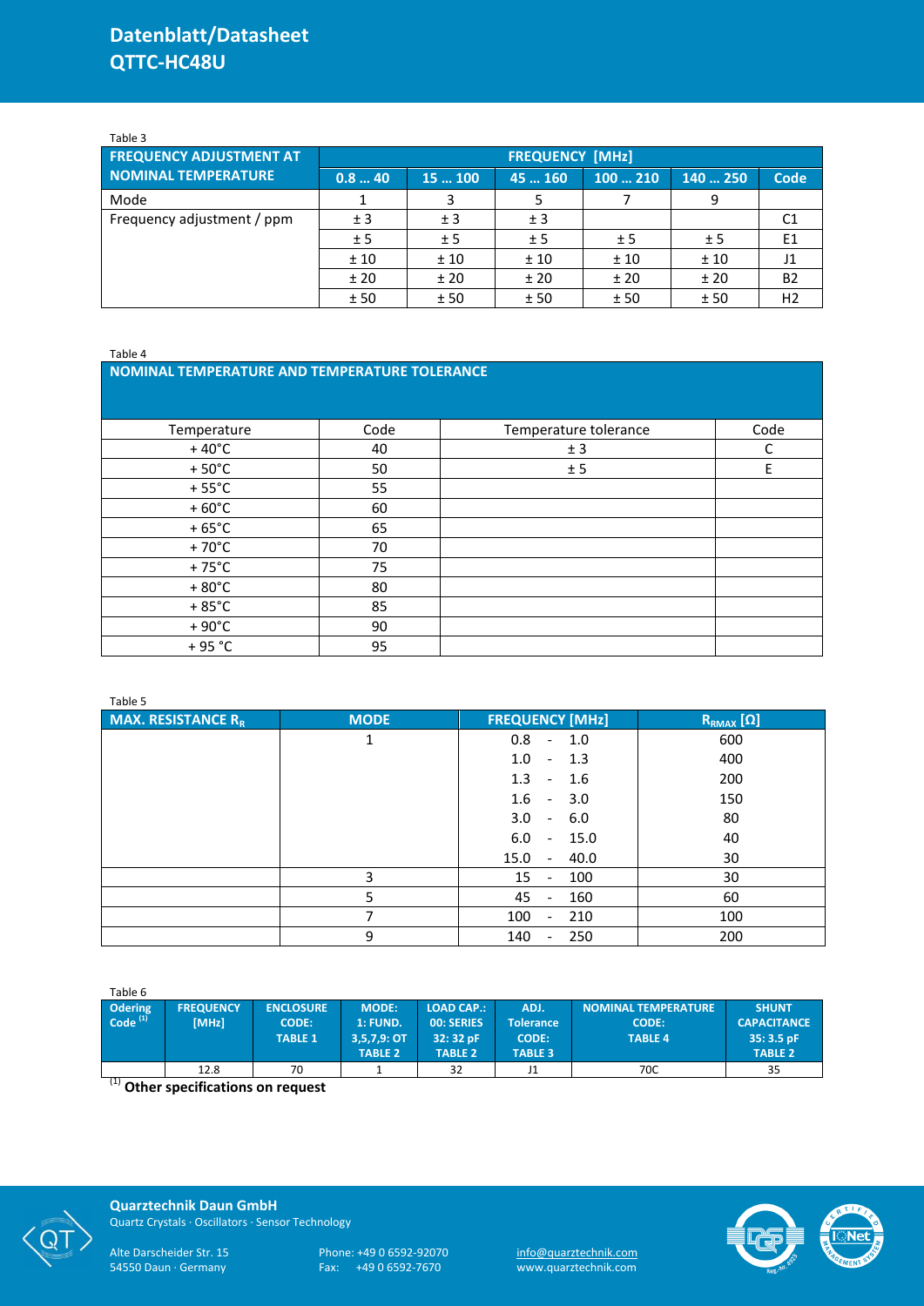Table 3

| FREQUENCY ADJUSTMENT AT NOMINAL TEMPERATURE | FREQUENCY [MHz] | | | | | |
|---|---|---|---|---|---|---|
| | 0.8 … 40 | 15 … 100 | 45 … 160 | 100 … 210 | 140 … 250 | Code |
| Mode | 1 | 3 | 5 | 7 | 9 | |
| Frequency adjustment / ppm | ± 3 | ± 3 | ± 3 | | | C1 |
| | ± 5 | ± 5 | ± 5 | ± 5 | ± 5 | E1 |
| | ± 10 | ± 10 | ± 10 | ± 10 | ± 10 | J1 |
| | ± 20 | ± 20 | ± 20 | ± 20 | ± 20 | B2 |
| | ± 50 | ± 50 | ± 50 | ± 50 | ± 50 | H2 |

Table 4

| NOMINAL TEMPERATURE AND TEMPERATURE TOLERANCE | | | |
|---|---|---|---|
| Temperature | Code | Temperature tolerance | Code |
| + 40°C | 40 | ± 3 | C |
| + 50°C | 50 | ± 5 | E |
| + 55°C | 55 | | |
| + 60°C | 60 | | |
| + 65°C | 65 | | |
| + 70°C | 70 | | |
| + 75°C | 75 | | |
| + 80°C | 80 | | |
| + 85°C | 85 | | |
| + 90°C | 90 | | |
| + 95 °C | 95 | | |

Table 5

| MAX. RESISTANCE $R_R$ | MODE | FREQUENCY [MHz] | $R_{RMAX}$ [Ω] |
|---|---|---|---|
| | 1 | 0.8 - 1.0 | 600 |
| | | 1.0 - 1.3 | 400 |
| | | 1.3 - 1.6 | 200 |
| | | 1.6 - 3.0 | 150 |
| | | 3.0 - 6.0 | 80 |
| | | 6.0 - 15.0 | 40 |
| | | 15.0 - 40.0 | 30 |
| | 3 | 15 - 100 | 30 |
| | 5 | 45 - 160 | 60 |
| | 7 | 100 - 210 | 100 |
| | 9 | 140 - 250 | 200 |

Table 6

| Odering Code [1] | FREQUENCY [MHz] | ENCLOSURE CODE: TABLE 1 | MODE: 1: FUND. 3,5,7,9: OT TABLE 2 | LOAD CAP.: 00: SERIES 32: 32 pF TABLE 2 | ADJ. Tolerance CODE: TABLE 3 | NOMINAL TEMPERATURE CODE: TABLE 4 | SHUNT CAPACITANCE 35: 3.5 pF TABLE 2 |
|---|---|---|---|---|---|---|---|
| | 12.8 | 70 | 1 | 32 | J1 | 70C | 35 |

[1] **Other specifications on request**

**Quarztechnik Daun GmbH**
Quartz Crystals · Oscillators · Sensor Technology

Alte Darscheider Str. 15
54550 Daun · Germany

Phone: +49 0 6592-92070
Fax: +49 0 6592-7670

info@quarztechnik.com
www.quarztechnik.com